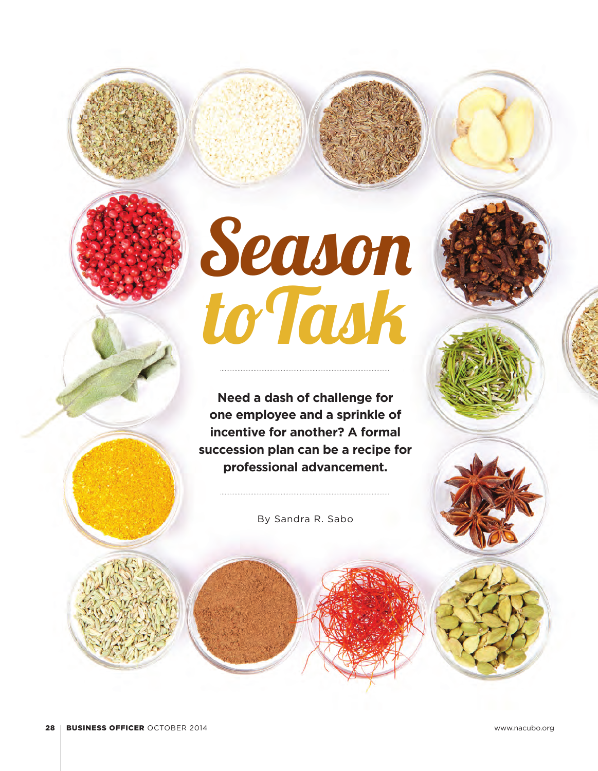# Season to Task

**Need a dash of challenge for one employee and a sprinkle of incentive for another? A formal succession plan can be a recipe for professional advancement.**

By Sandra R. Sabo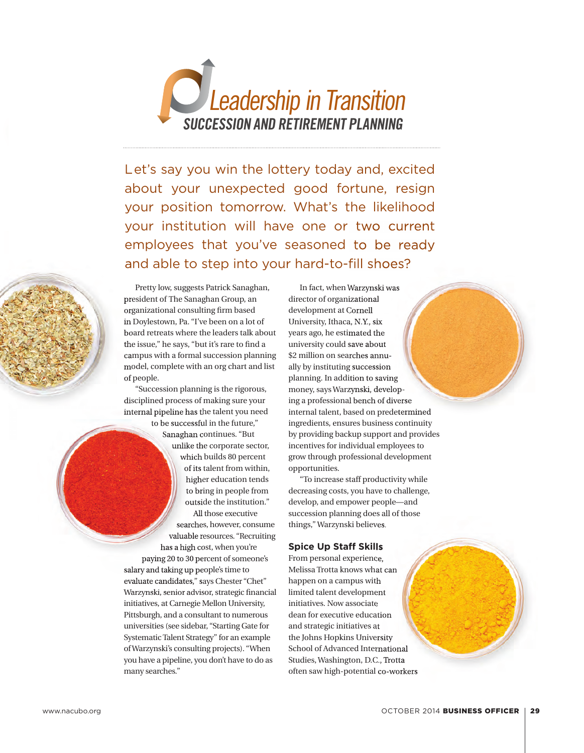# Leadership in Transition

## SUCCESSION AND RETIREMENT PLANNING

Let's say you win the lottery today and, excited about your unexpected good fortune, resign your position tomorrow. What's the likelihood your institution will have one or two current employees that you've seasoned to be ready and able to step into your hard-to-fill shoes?

Pretty low, suggests Patrick Sanaghan, president of The Sanaghan Group, an organizational consulting firm based in Doylestown, Pa. "I've been on a lot of board retreats where the leaders talk about the issue," he says, "but it's rare to find a campus with a formal succession planning model, complete with an org chart and list of people.

"Succession planning is the rigorous, disciplined process of making sure your internal pipeline has the talent you need to be successful in the future," Sanaghan continues. "But unlike the corporate sector, which builds 80 percent of its talent from within, higher education tends to bring in people from outside the institution."

All those executive searches, however, consume valuable resources. "Recruiting has a high cost, when you're paying 20 to 30 percent of someone's salary and taking up people's time to evaluate candidates," says Chester "Chet" Warzynski, senior advisor, strategic financial initiatives, at Carnegie Mellon University, Pittsburgh, and a consultant to numerous universities (see sidebar, "Starting Gate for Systematic Talent Strategy" for an example of Warzynski's consulting projects). "When you have a pipeline, you don't have to do as many searches."

In fact, when Warzynski was director of organizational development at Cornell University, Ithaca, N.Y., six years ago, he estimated the university could save about $2 million on searches annually by instituting succession planning. In addition to saving money, says Warzynski, developing a professional bench of diverse internal talent, based on predetermined ingredients, ensures business continuity by providing backup support and provides incentives for individual employees to grow through professional development opportunities.

"To increase staff productivity while decreasing costs, you have to challenge, develop, and empower people—and succession planning does all of those things," Warzynski believes.

### Spice Up Staff Skills

From personal experience, Melissa Trotta knows what can happen on a campus with limited talent development initiatives. Now associate dean for executive education and strategic initiatives at the Johns Hopkins University School of Advanced International Studies, Washington, D.C., Trotta often saw high-potential co-workers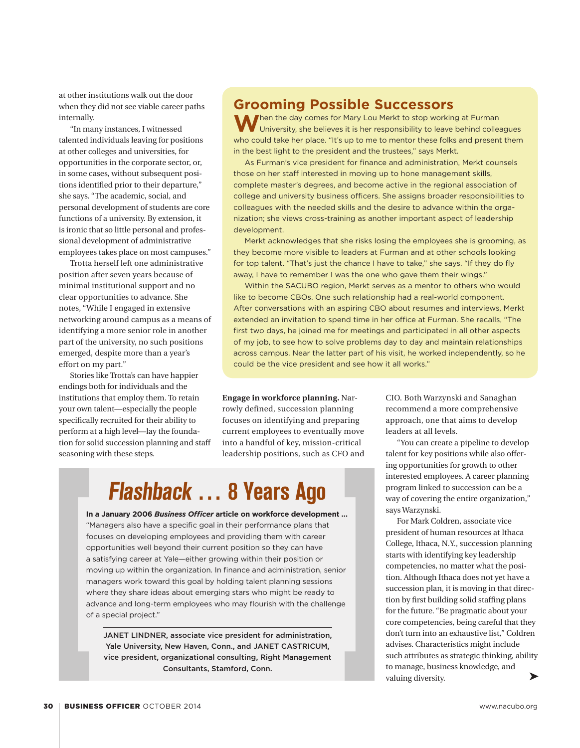at other institutions walk out the door when they did not see viable career paths internally.

"In many instances, I witnessed talented individuals leaving for positions at other colleges and universities, for opportunities in the corporate sector, or, in some cases, without subsequent positions identified prior to their departure," she says. "The academic, social, and personal development of students are core functions of a university. By extension, it is ironic that so little personal and professional development of administrative employees takes place on most campuses."

Trotta herself left one administrative position after seven years because of minimal institutional support and no clear opportunities to advance. She notes, "While I engaged in extensive networking around campus as a means of identifying a more senior role in another part of the university, no such positions emerged, despite more than a year's effort on my part."

Stories like Trotta's can have happier endings both for individuals and the institutions that employ them. To retain your own talent—especially the people specifically recruited for their ability to perform at a high level—lay the foundation for solid succession planning and staff seasoning with these steps.

## Grooming Possible Successors

When the day comes for Mary Lou Merkt to stop working at Furman University, she believes it is her responsibility to leave behind colleagues who could take her place. "It's up to me to mentor these folks and present them in the best light to the president and the trustees," says Merkt.

As Furman's vice president for finance and administration, Merkt counsels those on her staff interested in moving up to hone management skills, complete master's degrees, and become active in the regional association of college and university business officers. She assigns broader responsibilities to colleagues with the needed skills and the desire to advance within the organization; she views cross-training as another important aspect of leadership development.

Merkt acknowledges that she risks losing the employees she is grooming, as they become more visible to leaders at Furman and at other schools looking for top talent. "That's just the chance I have to take," she says. "If they do fly away, I have to remember I was the one who gave them their wings."

Within the SACUBO region, Merkt serves as a mentor to others who would like to become CBOs. One such relationship had a real-world component. After conversations with an aspiring CBO about resumes and interviews, Merkt extended an invitation to spend time in her office at Furman. She recalls, "The first two days, he joined me for meetings and participated in all other aspects of my job, to see how to solve problems day to day and maintain relationships across campus. Near the latter part of his visit, he worked independently, so he could be the vice president and see how it all works."

**Engage in workforce planning.** Narrowly defined, succession planning focuses on identifying and preparing current employees to eventually move into a handful of key, mission-critical leadership positions, such as CFO and CIO. Both Warzynski and Sanaghan recommend a more comprehensive approach, one that aims to develop leaders at all levels.

"You can create a pipeline to develop talent for key positions while also offering opportunities for growth to other interested employees. A career planning program linked to succession can be a way of covering the entire organization," says Warzynski.

For Mark Coldren, associate vice president of human resources at Ithaca College, Ithaca, N.Y., succession planning starts with identifying key leadership competencies, no matter what the position. Although Ithaca does not yet have a succession plan, it is moving in that direction by first building solid staffing plans for the future. "Be pragmatic about your core competencies, being careful that they don't turn into an exhaustive list," Coldren advises. Characteristics might include such attributes as strategic thinking, ability to manage, business knowledge, and valuing diversity.

## *Flashback* ... 8 Years Ago

**In a January 2006 *Business Officer* article on workforce development ...** "Managers also have a specific goal in their performance plans that focuses on developing employees and providing them with career opportunities well beyond their current position so they can have a satisfying career at Yale—either growing within their position or moving up within the organization. In finance and administration, senior managers work toward this goal by holding talent planning sessions where they share ideas about emerging stars who might be ready to advance and long-term employees who may flourish with the challenge of a special project."

JANET LINDNER, associate vice president for administration, Yale University, New Haven, Conn., and JANET CASTRICUM, vice president, organizational consulting, Right Management Consultants, Stamford, Conn.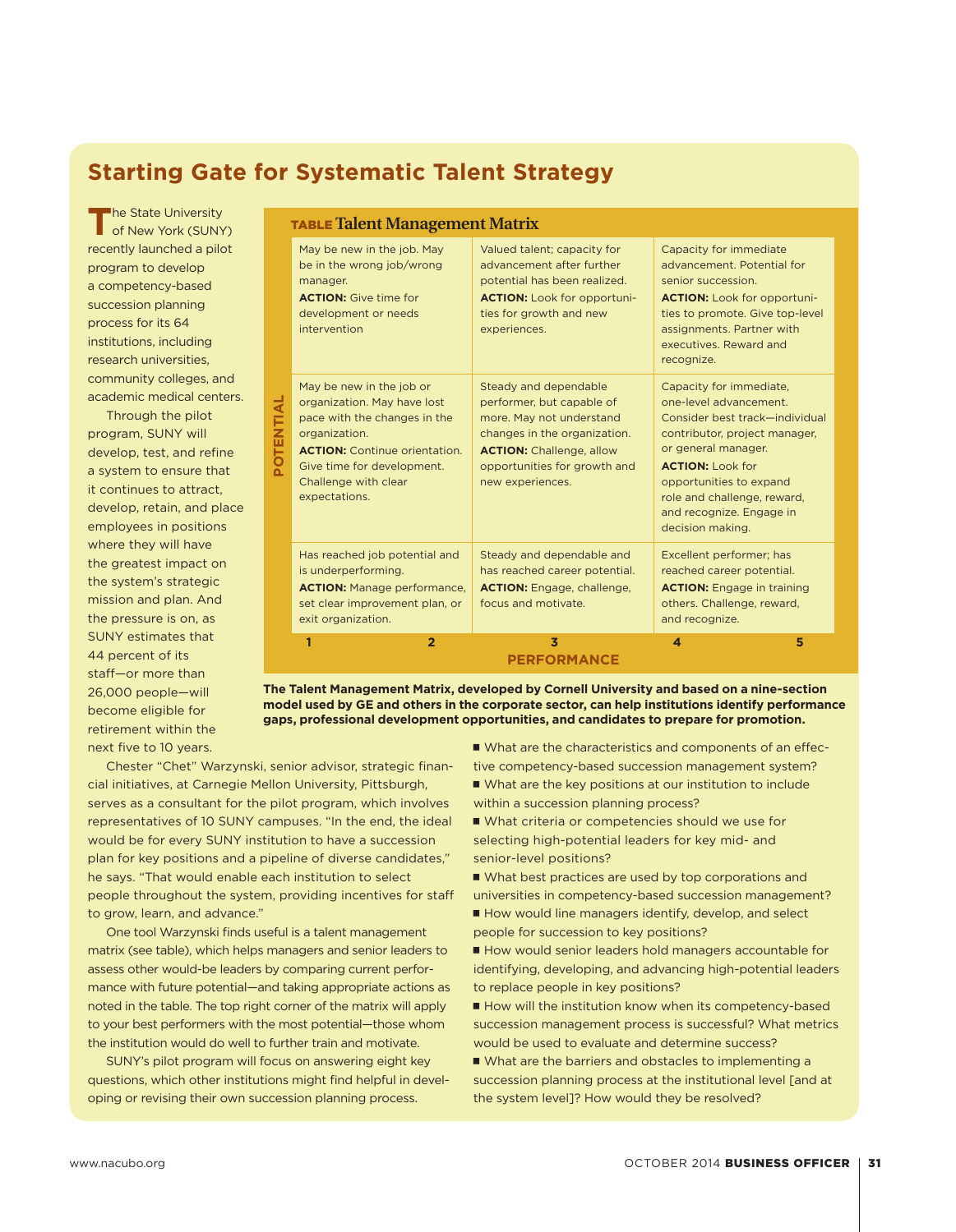## Starting Gate for Systematic Talent Strategy

The State University of New York (SUNY) recently launched a pilot program to develop a competency-based succession planning process for its 64 institutions, including research universities, community colleges, and academic medical centers.

Through the pilot program, SUNY will develop, test, and refine a system to ensure that it continues to attract, develop, retain, and place employees in positions where they will have the greatest impact on the system's strategic mission and plan. And the pressure is on, as SUNY estimates that 44 percent of its staff—or more than 26,000 people—will become eligible for retirement within the next five to 10 years.

**TABLE Talent Management Matrix**

| POTENTIAL | | | |
|---|---|---|---|
| | May be new in the job. May be in the wrong job/wrong manager. **ACTION:** Give time for development or needs intervention | Valued talent; capacity for advancement after further potential has been realized. **ACTION:** Look for opportunities for growth and new experiences. | Capacity for immediate advancement. Potential for senior succession. **ACTION:** Look for opportunities to promote. Give top-level assignments. Partner with executives. Reward and recognize. |
| | May be new in the job or organization. May have lost pace with the changes in the organization. **ACTION:** Continue orientation. Give time for development. Challenge with clear expectations. | Steady and dependable performer, but capable of more. May not understand changes in the organization. **ACTION:** Challenge, allow opportunities for growth and new experiences. | Capacity for immediate, one-level advancement. Consider best track—individual contributor, project manager, or general manager. **ACTION:** Look for opportunities to expand role and challenge, reward, and recognize. Engage in decision making. |
| | Has reached job potential and is underperforming. **ACTION:** Manage performance, set clear improvement plan, or exit organization. | Steady and dependable and has reached career potential. **ACTION:** Engage, challenge, focus and motivate. | Excellent performer; has reached career potential. **ACTION:** Engage in training others. Challenge, reward, and recognize. |
| | 1 2 | 3 | 4 5 |
| | | **PERFORMANCE** | |

**The Talent Management Matrix, developed by Cornell University and based on a nine-section model used by GE and others in the corporate sector, can help institutions identify performance gaps, professional development opportunities, and candidates to prepare for promotion.**

Chester "Chet" Warzynski, senior advisor, strategic financial initiatives, at Carnegie Mellon University, Pittsburgh, serves as a consultant for the pilot program, which involves representatives of 10 SUNY campuses. "In the end, the ideal would be for every SUNY institution to have a succession plan for key positions and a pipeline of diverse candidates," he says. "That would enable each institution to select people throughout the system, providing incentives for staff to grow, learn, and advance."

One tool Warzynski finds useful is a talent management matrix (see table), which helps managers and senior leaders to assess other would-be leaders by comparing current performance with future potential—and taking appropriate actions as noted in the table. The top right corner of the matrix will apply to your best performers with the most potential—those whom the institution would do well to further train and motivate.

SUNY's pilot program will focus on answering eight key questions, which other institutions might find helpful in developing or revising their own succession planning process.

- What are the characteristics and components of an effective competency-based succession management system?
- What are the key positions at our institution to include within a succession planning process?
- What criteria or competencies should we use for selecting high-potential leaders for key mid- and senior-level positions?
- What best practices are used by top corporations and universities in competency-based succession management?
- How would line managers identify, develop, and select people for succession to key positions?
- How would senior leaders hold managers accountable for identifying, developing, and advancing high-potential leaders to replace people in key positions?
- How will the institution know when its competency-based succession management process is successful? What metrics would be used to evaluate and determine success?
- What are the barriers and obstacles to implementing a succession planning process at the institutional level [and at the system level]? How would they be resolved?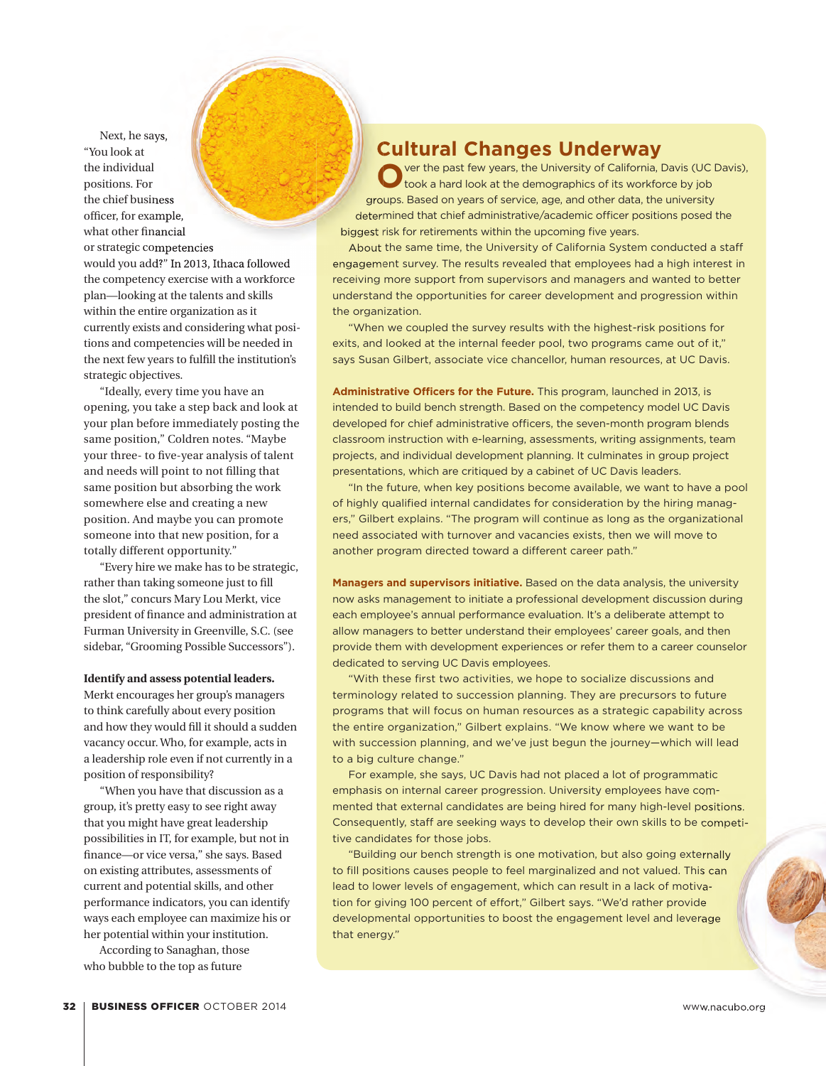Next, he says, "You look at the individual positions. For the chief business officer, for example, what other financial or strategic competencies would you add?" In 2013, Ithaca followed the competency exercise with a workforce plan—looking at the talents and skills within the entire organization as it currently exists and considering what positions and competencies will be needed in the next few years to fulfill the institution's strategic objectives.

"Ideally, every time you have an opening, you take a step back and look at your plan before immediately posting the same position," Coldren notes. "Maybe your three- to five-year analysis of talent and needs will point to not filling that same position but absorbing the work somewhere else and creating a new position. And maybe you can promote someone into that new position, for a totally different opportunity."

"Every hire we make has to be strategic, rather than taking someone just to fill the slot," concurs Mary Lou Merkt, vice president of finance and administration at Furman University in Greenville, S.C. (see sidebar, "Grooming Possible Successors").

**Identify and assess potential leaders.** Merkt encourages her group's managers to think carefully about every position and how they would fill it should a sudden vacancy occur. Who, for example, acts in a leadership role even if not currently in a position of responsibility?

"When you have that discussion as a group, it's pretty easy to see right away that you might have great leadership possibilities in IT, for example, but not in finance—or vice versa," she says. Based on existing attributes, assessments of current and potential skills, and other performance indicators, you can identify ways each employee can maximize his or her potential within your institution.

According to Sanaghan, those who bubble to the top as future

## Cultural Changes Underway

Over the past few years, the University of California, Davis (UC Davis), took a hard look at the demographics of its workforce by job groups. Based on years of service, age, and other data, the university determined that chief administrative/academic officer positions posed the biggest risk for retirements within the upcoming five years.

About the same time, the University of California System conducted a staff engagement survey. The results revealed that employees had a high interest in receiving more support from supervisors and managers and wanted to better understand the opportunities for career development and progression within the organization.

"When we coupled the survey results with the highest-risk positions for exits, and looked at the internal feeder pool, two programs came out of it," says Susan Gilbert, associate vice chancellor, human resources, at UC Davis.

**Administrative Officers for the Future.** This program, launched in 2013, is intended to build bench strength. Based on the competency model UC Davis developed for chief administrative officers, the seven-month program blends classroom instruction with e-learning, assessments, writing assignments, team projects, and individual development planning. It culminates in group project presentations, which are critiqued by a cabinet of UC Davis leaders.

"In the future, when key positions become available, we want to have a pool of highly qualified internal candidates for consideration by the hiring managers," Gilbert explains. "The program will continue as long as the organizational need associated with turnover and vacancies exists, then we will move to another program directed toward a different career path."

**Managers and supervisors initiative.** Based on the data analysis, the university now asks management to initiate a professional development discussion during each employee's annual performance evaluation. It's a deliberate attempt to allow managers to better understand their employees' career goals, and then provide them with development experiences or refer them to a career counselor dedicated to serving UC Davis employees.

"With these first two activities, we hope to socialize discussions and terminology related to succession planning. They are precursors to future programs that will focus on human resources as a strategic capability across the entire organization," Gilbert explains. "We know where we want to be with succession planning, and we've just begun the journey—which will lead to a big culture change."

For example, she says, UC Davis had not placed a lot of programmatic emphasis on internal career progression. University employees have commented that external candidates are being hired for many high-level positions. Consequently, staff are seeking ways to develop their own skills to be competitive candidates for those jobs.

"Building our bench strength is one motivation, but also going externally to fill positions causes people to feel marginalized and not valued. This can lead to lower levels of engagement, which can result in a lack of motivation for giving 100 percent of effort," Gilbert says. "We'd rather provide developmental opportunities to boost the engagement level and leverage that energy."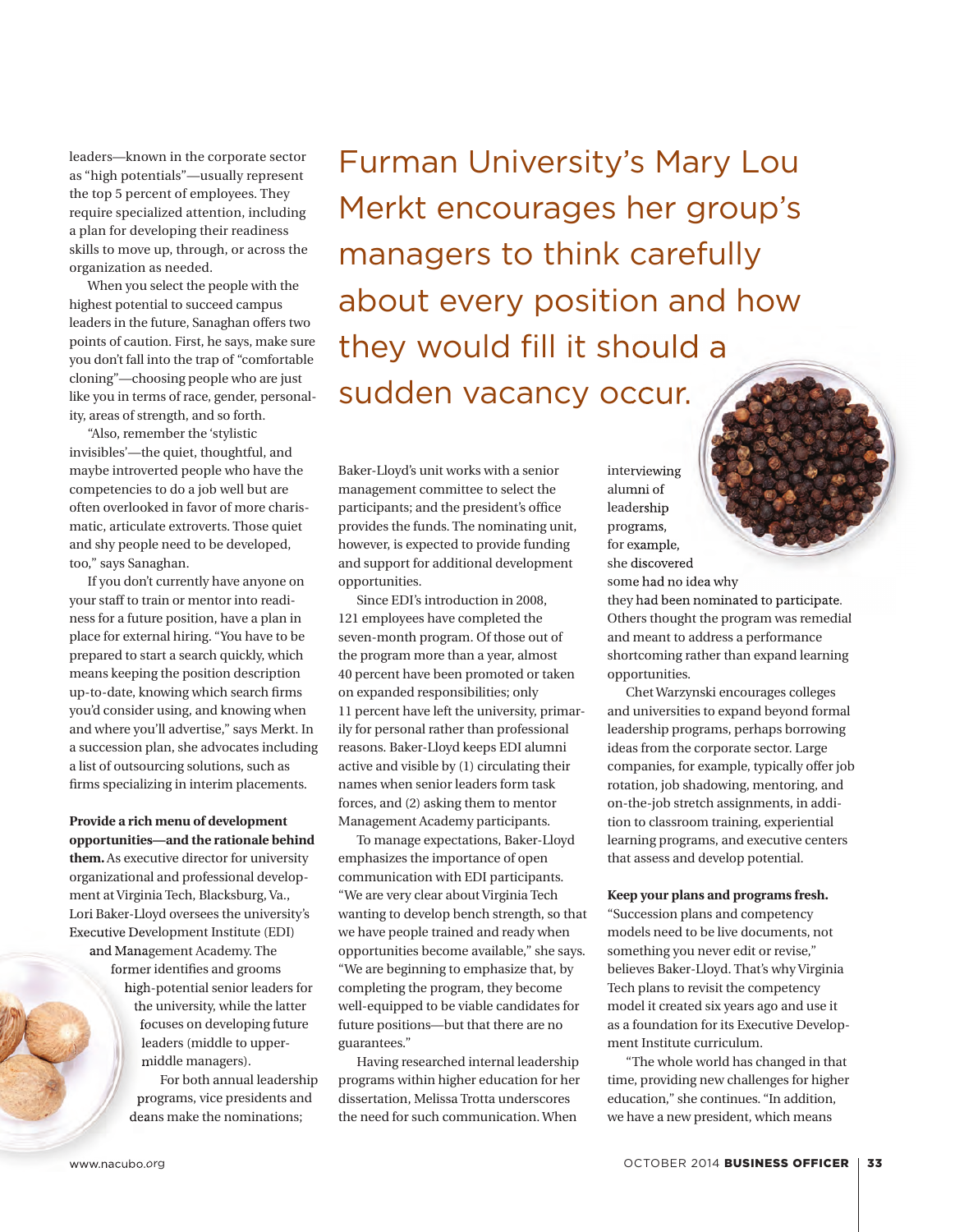leaders—known in the corporate sector as "high potentials"—usually represent the top 5 percent of employees. They require specialized attention, including a plan for developing their readiness skills to move up, through, or across the organization as needed.

When you select the people with the highest potential to succeed campus leaders in the future, Sanaghan offers two points of caution. First, he says, make sure you don't fall into the trap of "comfortable cloning"—choosing people who are just like you in terms of race, gender, personality, areas of strength, and so forth.

"Also, remember the 'stylistic invisibles'—the quiet, thoughtful, and maybe introverted people who have the competencies to do a job well but are often overlooked in favor of more charismatic, articulate extroverts. Those quiet and shy people need to be developed, too," says Sanaghan.

If you don't currently have anyone on your staff to train or mentor into readiness for a future position, have a plan in place for external hiring. "You have to be prepared to start a search quickly, which means keeping the position description up-to-date, knowing which search firms you'd consider using, and knowing when and where you'll advertise," says Merkt. In a succession plan, she advocates including a list of outsourcing solutions, such as firms specializing in interim placements.

**Provide a rich menu of development opportunities—and the rationale behind them.** As executive director for university organizational and professional development at Virginia Tech, Blacksburg, Va., Lori Baker-Lloyd oversees the university's Executive Development Institute (EDI) and Management Academy. The former identifies and grooms high-potential senior leaders for the university, while the latter focuses on developing future leaders (middle to upper-middle managers).

For both annual leadership programs, vice presidents and deans make the nominations; Baker-Lloyd's unit works with a senior management committee to select the participants; and the president's office provides the funds. The nominating unit, however, is expected to provide funding and support for additional development opportunities.

Since EDI's introduction in 2008, 121 employees have completed the seven-month program. Of those out of the program more than a year, almost 40 percent have been promoted or taken on expanded responsibilities; only 11 percent have left the university, primarily for personal rather than professional reasons. Baker-Lloyd keeps EDI alumni active and visible by (1) circulating their names when senior leaders form task forces, and (2) asking them to mentor Management Academy participants.

To manage expectations, Baker-Lloyd emphasizes the importance of open communication with EDI participants. "We are very clear about Virginia Tech wanting to develop bench strength, so that we have people trained and ready when opportunities become available," she says. "We are beginning to emphasize that, by completing the program, they become well-equipped to be viable candidates for future positions—but that there are no guarantees."

Having researched internal leadership programs within higher education for her dissertation, Melissa Trotta underscores the need for such communication. When interviewing alumni of leadership programs, for example, she discovered some had no idea why they had been nominated to participate. Others thought the program was remedial and meant to address a performance shortcoming rather than expand learning opportunities.

Chet Warzynski encourages colleges and universities to expand beyond formal leadership programs, perhaps borrowing ideas from the corporate sector. Large companies, for example, typically offer job rotation, job shadowing, mentoring, and on-the-job stretch assignments, in addition to classroom training, experiential learning programs, and executive centers that assess and develop potential.

> Furman University's Mary Lou Merkt encourages her group's managers to think carefully about every position and how they would fill it should a sudden vacancy occur.

**Keep your plans and programs fresh.** "Succession plans and competency models need to be live documents, not something you never edit or revise," believes Baker-Lloyd. That's why Virginia Tech plans to revisit the competency model it created six years ago and use it as a foundation for its Executive Development Institute curriculum.

"The whole world has changed in that time, providing new challenges for higher education," she continues. "In addition, we have a new president, which means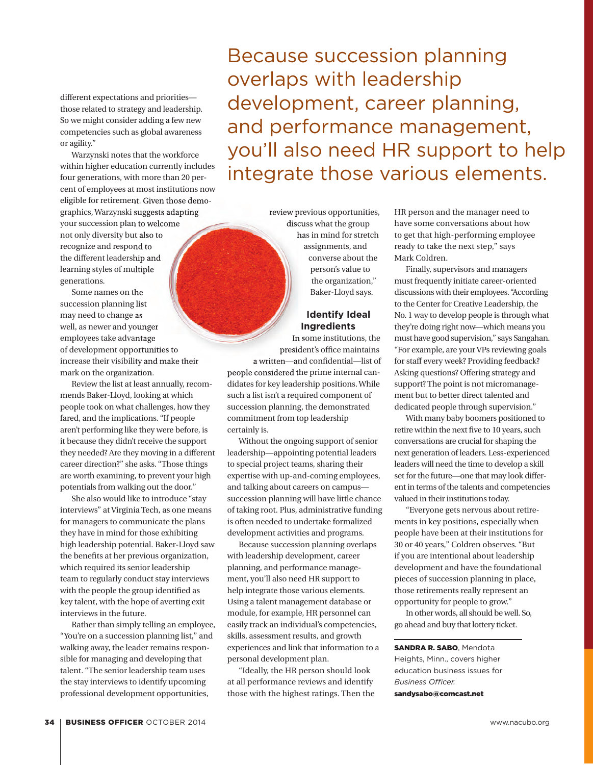different expectations and priorities—those related to strategy and leadership. So we might consider adding a few new competencies such as global awareness or agility."

Warzynski notes that the workforce within higher education currently includes four generations, with more than 20 percent of employees at most institutions now eligible for retirement. Given those demographics, Warzynski suggests adapting your succession plan to welcome not only diversity but also to recognize and respond to the different leadership and learning styles of multiple generations.

Some names on the succession planning list may need to change as well, as newer and younger employees take advantage of development opportunities to increase their visibility and make their mark on the organization.

Review the list at least annually, recommends Baker-Lloyd, looking at which people took on what challenges, how they fared, and the implications. "If people aren't performing like they were before, is it because they didn't receive the support they needed? Are they moving in a different career direction?" she asks. "Those things are worth examining, to prevent your high potentials from walking out the door."

She also would like to introduce "stay interviews" at Virginia Tech, as one means for managers to communicate the plans they have in mind for those exhibiting high leadership potential. Baker-Lloyd saw the benefits at her previous organization, which required its senior leadership team to regularly conduct stay interviews with the people the group identified as key talent, with the hope of averting exit interviews in the future.

Rather than simply telling an employee, "You're on a succession planning list," and walking away, the leader remains responsible for managing and developing that talent. "The senior leadership team uses the stay interviews to identify upcoming professional development opportunities, review previous opportunities, discuss what the group has in mind for stretch assignments, and converse about the person's value to the organization," Baker-Lloyd says.

> Because succession planning overlaps with leadership development, career planning, and performance management, you'll also need HR support to help integrate those various elements.

## Identify Ideal Ingredients

In some institutions, the president's office maintains a written—and confidential—list of people considered the prime internal candidates for key leadership positions. While such a list isn't a required component of succession planning, the demonstrated commitment from top leadership certainly is.

Without the ongoing support of senior leadership—appointing potential leaders to special project teams, sharing their expertise with up-and-coming employees, and talking about careers on campus—succession planning will have little chance of taking root. Plus, administrative funding is often needed to undertake formalized development activities and programs.

Because succession planning overlaps with leadership development, career planning, and performance management, you'll also need HR support to help integrate those various elements. Using a talent management database or module, for example, HR personnel can easily track an individual's competencies, skills, assessment results, and growth experiences and link that information to a personal development plan.

"Ideally, the HR person should look at all performance reviews and identify those with the highest ratings. Then the HR person and the manager need to have some conversations about how to get that high-performing employee ready to take the next step," says Mark Coldren.

Finally, supervisors and managers must frequently initiate career-oriented discussions with their employees. "According to the Center for Creative Leadership, the No. 1 way to develop people is through what they're doing right now—which means you must have good supervision," says Sangahan. "For example, are your VPs reviewing goals for staff every week? Providing feedback? Asking questions? Offering strategy and support? The point is not micromanagement but to better direct talented and dedicated people through supervision."

With many baby boomers positioned to retire within the next five to 10 years, such conversations are crucial for shaping the next generation of leaders. Less-experienced leaders will need the time to develop a skill set for the future—one that may look different in terms of the talents and competencies valued in their institutions today.

"Everyone gets nervous about retirements in key positions, especially when people have been at their institutions for 30 or 40 years," Coldren observes. "But if you are intentional about leadership development and have the foundational pieces of succession planning in place, those retirements really represent an opportunity for people to grow."

In other words, all should be well. So, go ahead and buy that lottery ticket.

**SANDRA R. SABO**, Mendota Heights, Minn., covers higher education business issues for *Business Officer.*
**sandysabo@comcast.net**